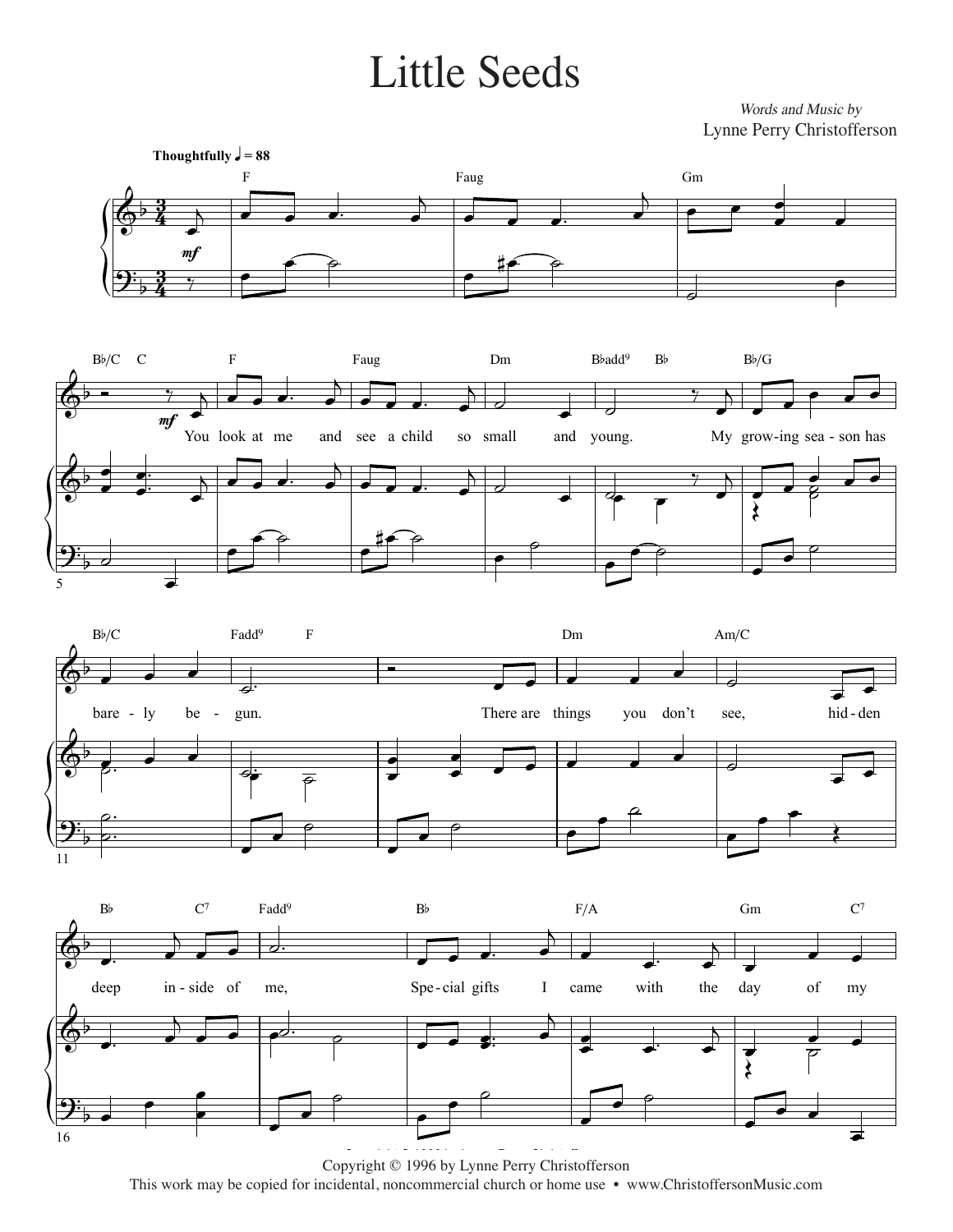# Little Seeds

*Words and Music by*
Lynne Perry Christofferson

**Thoughtfully** ♩ = 88

You look at me and see a child so small and young.
My grow-ing sea-son has bare-ly be-gun.
There are things you don't see, hid-den deep in-side of me,
Spe-cial gifts I came with the day of my

Copyright © 1996 by Lynne Perry Christofferson
This work may be copied for incidental, noncommercial church or home use • www.ChristoffersonMusic.com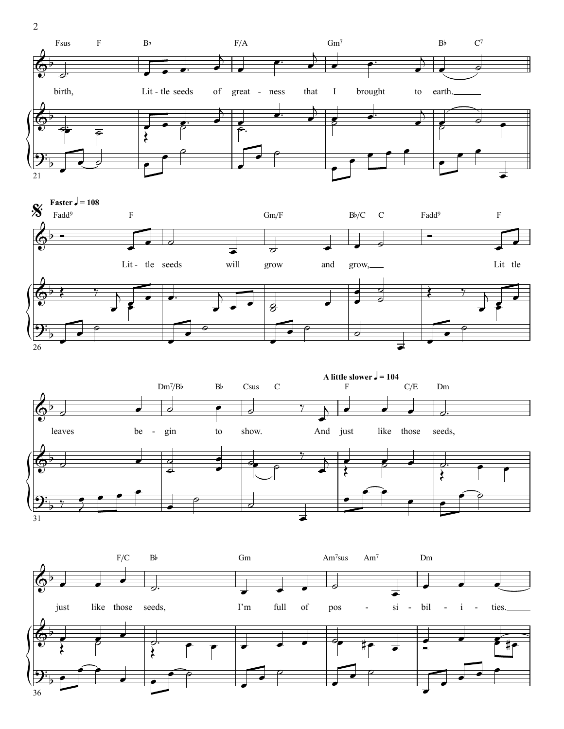Fsus F B♭ F/A Gm7 B♭ C7

birth, Little seeds of greatness that I brought to earth.

**Faster ♩ = 108**

Fadd9 F Gm/F B♭/C C Fadd9 F

Little seeds will grow and grow, Little

Dm7/B♭ B♭ Csus C

leaves begin to show.

**A little slower ♩ = 104**

F C/E Dm

And just like those seeds,

F/C B♭ Gm Am7sus Am7 Dm

just like those seeds, I'm full of possibilities.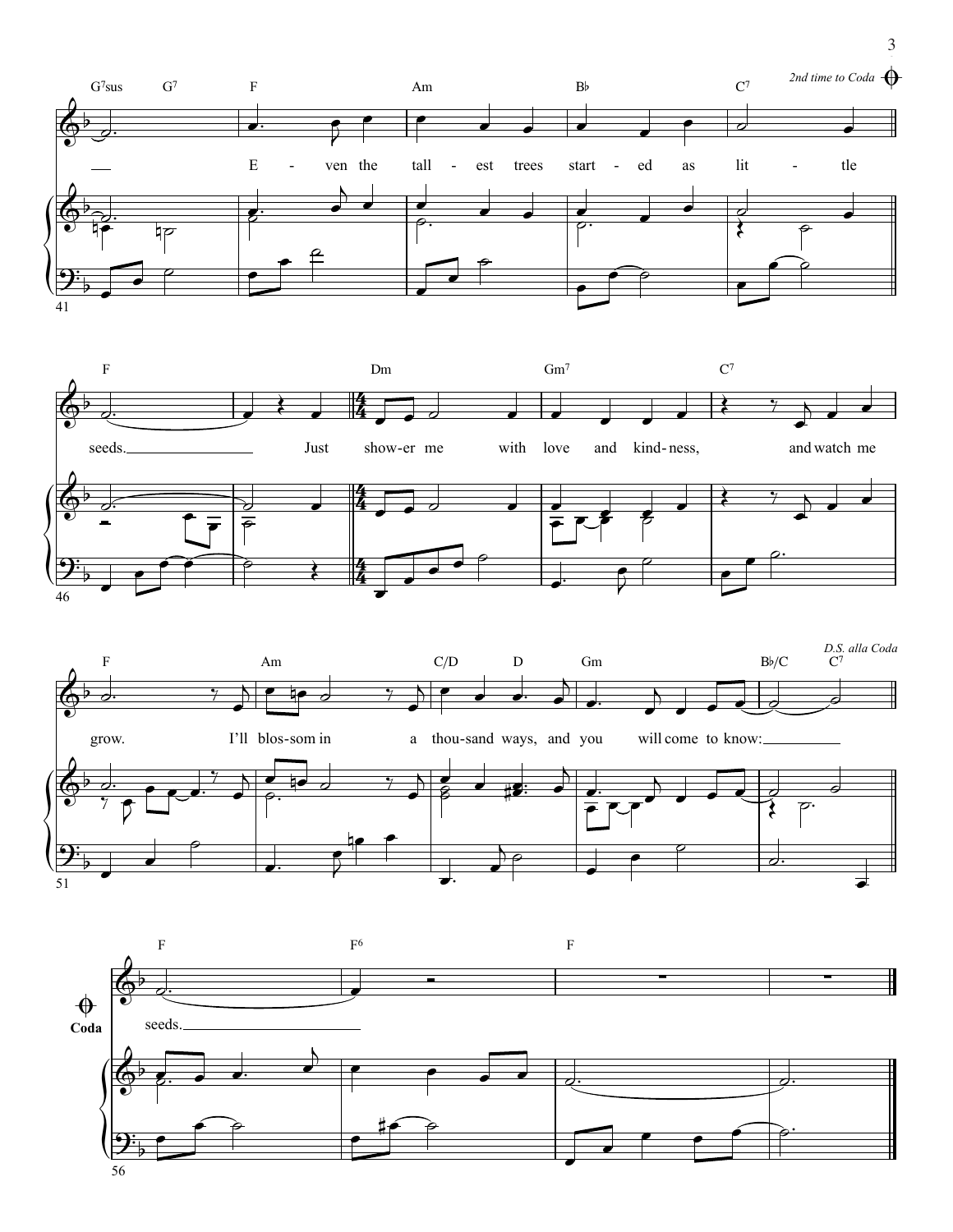2nd time to Coda

G7sus G7 F Am B♭ C7

E - ven the tall - est trees start - ed as lit - tle

F Dm Gm7 C7

seeds. Just show-er me with love and kind-ness, and watch me

D.S. alla Coda

F Am C/D D Gm B♭/C C7

grow. I'll blos-som in a thou-sand ways, and you will come to know:

Coda

F F6 F

seeds.